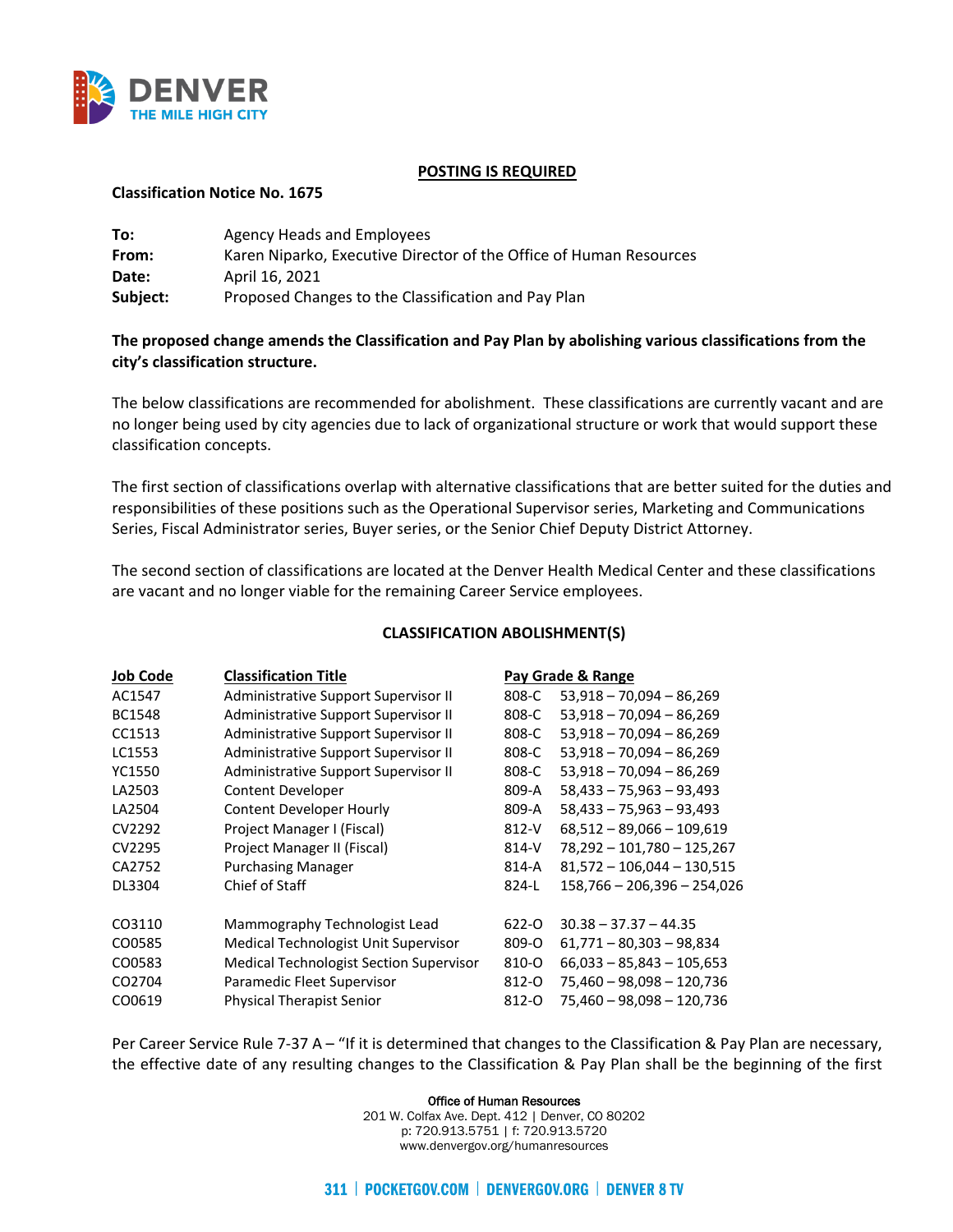**POSTING IS REQUIRED**

**Classification Notice No. 1675**

**To:** Agency Heads and Employees
**From:** Karen Niparko, Executive Director of the Office of Human Resources
**Date:** April 16, 2021
**Subject:** Proposed Changes to the Classification and Pay Plan

**The proposed change amends the Classification and Pay Plan by abolishing various classifications from the city's classification structure.**

The below classifications are recommended for abolishment. These classifications are currently vacant and are no longer being used by city agencies due to lack of organizational structure or work that would support these classification concepts.

The first section of classifications overlap with alternative classifications that are better suited for the duties and responsibilities of these positions such as the Operational Supervisor series, Marketing and Communications Series, Fiscal Administrator series, Buyer series, or the Senior Chief Deputy District Attorney.

The second section of classifications are located at the Denver Health Medical Center and these classifications are vacant and no longer viable for the remaining Career Service employees.

**CLASSIFICATION ABOLISHMENT(S)**

| Job Code | Classification Title | Pay Grade & Range | |
|---|---|---|---|
| AC1547 | Administrative Support Supervisor II | 808-C | 53,918 – 70,094 – 86,269 |
| BC1548 | Administrative Support Supervisor II | 808-C | 53,918 – 70,094 – 86,269 |
| CC1513 | Administrative Support Supervisor II | 808-C | 53,918 – 70,094 – 86,269 |
| LC1553 | Administrative Support Supervisor II | 808-C | 53,918 – 70,094 – 86,269 |
| YC1550 | Administrative Support Supervisor II | 808-C | 53,918 – 70,094 – 86,269 |
| LA2503 | Content Developer | 809-A | 58,433 – 75,963 – 93,493 |
| LA2504 | Content Developer Hourly | 809-A | 58,433 – 75,963 – 93,493 |
| CV2292 | Project Manager I (Fiscal) | 812-V | 68,512 – 89,066 – 109,619 |
| CV2295 | Project Manager II (Fiscal) | 814-V | 78,292 – 101,780 – 125,267 |
| CA2752 | Purchasing Manager | 814-A | 81,572 – 106,044 – 130,515 |
| DL3304 | Chief of Staff | 824-L | 158,766 – 206,396 – 254,026 |
| | | | |
| CO3110 | Mammography Technologist Lead | 622-O | 30.38 – 37.37 – 44.35 |
| CO0585 | Medical Technologist Unit Supervisor | 809-O | 61,771 – 80,303 – 98,834 |
| CO0583 | Medical Technologist Section Supervisor | 810-O | 66,033 – 85,843 – 105,653 |
| CO2704 | Paramedic Fleet Supervisor | 812-O | 75,460 – 98,098 – 120,736 |
| CO0619 | Physical Therapist Senior | 812-O | 75,460 – 98,098 – 120,736 |

Per Career Service Rule 7-37 A – "If it is determined that changes to the Classification & Pay Plan are necessary, the effective date of any resulting changes to the Classification & Pay Plan shall be the beginning of the first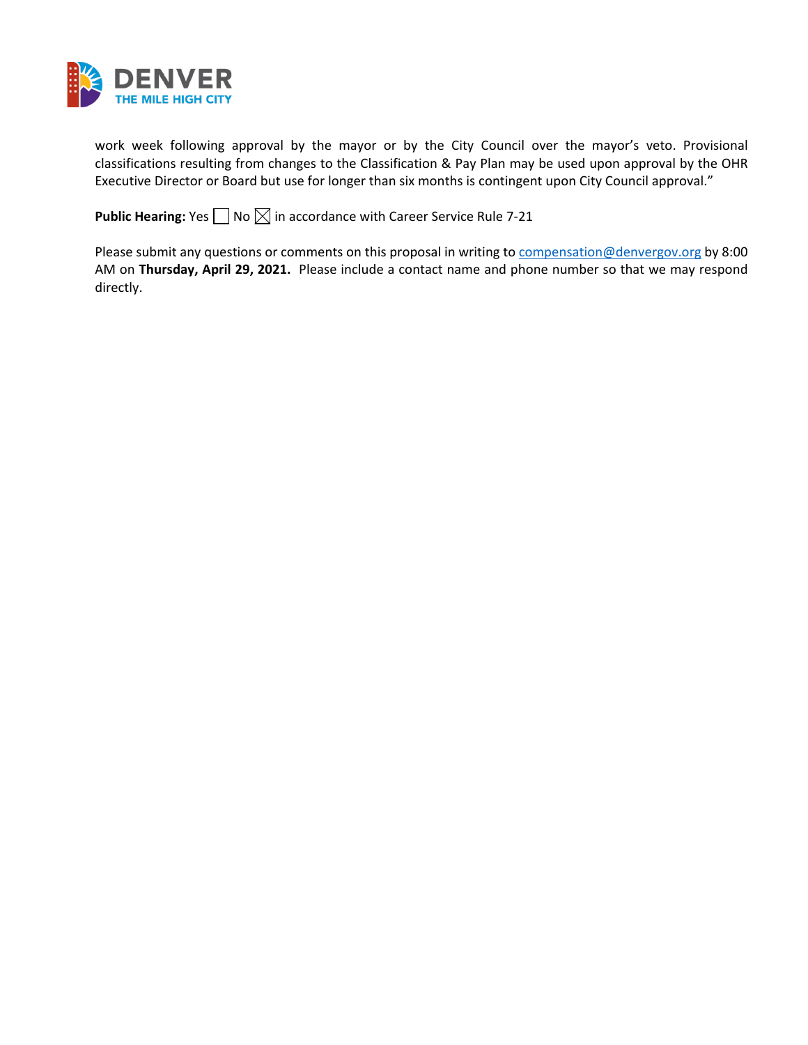work week following approval by the mayor or by the City Council over the mayor's veto. Provisional classifications resulting from changes to the Classification & Pay Plan may be used upon approval by the OHR Executive Director or Board but use for longer than six months is contingent upon City Council approval."

**Public Hearing:** Yes ☐ No ☒ in accordance with Career Service Rule 7-21

Please submit any questions or comments on this proposal in writing to compensation@denvergov.org by 8:00 AM on **Thursday, April 29, 2021.** Please include a contact name and phone number so that we may respond directly.